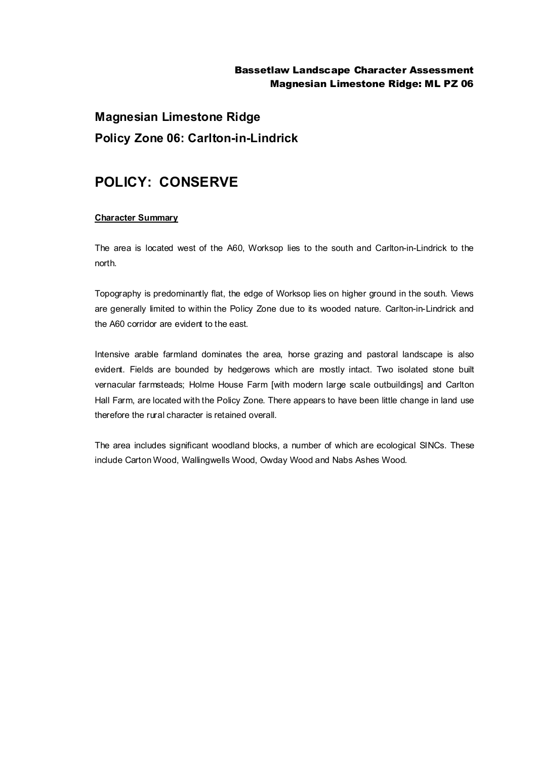# Magnesian Limestone Ridge

## Policy Zone 06: Carlton-in-Lindrick

# POLICY: CONSERVE

**Character Summary**

The area is located west of the A60, Worksop lies to the south and Carlton-in-Lindrick to the north.

Topography is predominantly flat, the edge of Worksop lies on higher ground in the south. Views are generally limited to within the Policy Zone due to its wooded nature. Carlton-in-Lindrick and the A60 corridor are evident to the east.

Intensive arable farmland dominates the area, horse grazing and pastoral landscape is also evident. Fields are bounded by hedgerows which are mostly intact. Two isolated stone built vernacular farmsteads; Holme House Farm [with modern large scale outbuildings] and Carlton Hall Farm, are located with the Policy Zone. There appears to have been little change in land use therefore the rural character is retained overall.

The area includes significant woodland blocks, a number of which are ecological SINCs. These include Carton Wood, Wallingwells Wood, Owday Wood and Nabs Ashes Wood.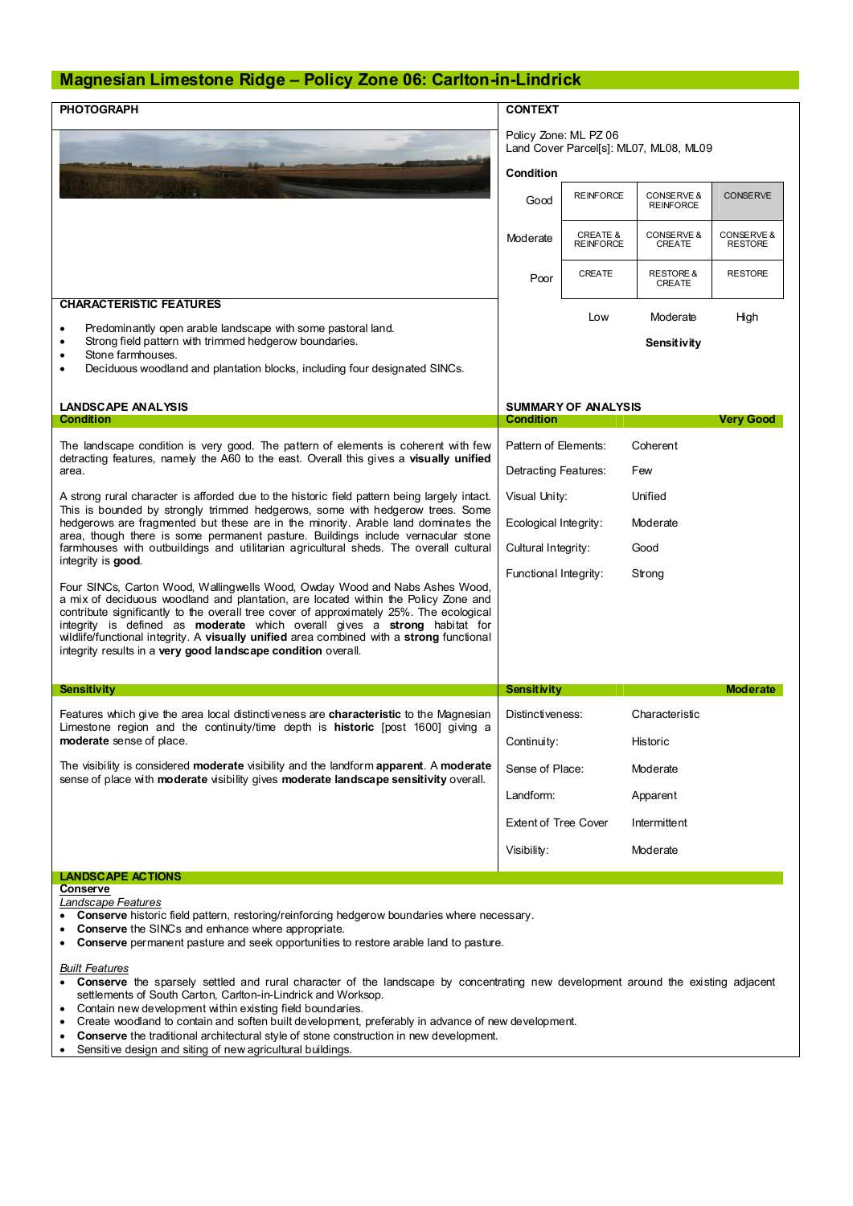# Magnesian Limestone Ridge – Policy Zone 06: Carlton-in-Lindrick

## PHOTOGRAPH

## CONTEXT

Policy Zone: ML PZ 06
Land Cover Parcel[s]: ML07, ML08, ML09

**Condition**

| | | | |
|---|---|---|---|
| Good | REINFORCE | CONSERVE & REINFORCE | CONSERVE |
| Moderate | CREATE & REINFORCE | CONSERVE & CREATE | CONSERVE & RESTORE |
| Poor | CREATE | RESTORE & CREATE | RESTORE |
| | Low | Moderate | High |

**Sensitivity**

## CHARACTERISTIC FEATURES

- Predominantly open arable landscape with some pastoral land.
- Strong field pattern with trimmed hedgerow boundaries.
- Stone farmhouses.
- Deciduous woodland and plantation blocks, including four designated SINCs.

## LANDSCAPE ANALYSIS

### Condition

The landscape condition is very good. The pattern of elements is coherent with few detracting features, namely the A60 to the east. Overall this gives a **visually unified** area.

A strong rural character is afforded due to the historic field pattern being largely intact. This is bounded by strongly trimmed hedgerows, some with hedgerow trees. Some hedgerows are fragmented but these are in the minority. Arable land dominates the area, though there is some permanent pasture. Buildings include vernacular stone farmhouses with outbuildings and utilitarian agricultural sheds. The overall cultural integrity is **good**.

Four SINCs, Carton Wood, Wallingwells Wood, Owday Wood and Nabs Ashes Wood, a mix of deciduous woodland and plantation, are located within the Policy Zone and contribute significantly to the overall tree cover of approximately 25%. The ecological integrity is defined as **moderate** which overall gives a **strong** habitat for wildlife/functional integrity. A **visually unified** area combined with a **strong** functional integrity results in a **very good landscape condition** overall.

## SUMMARY OF ANALYSIS

| Condition | Very Good |
|---|---|
| Pattern of Elements: | Coherent |
| Detracting Features: | Few |
| Visual Unity: | Unified |
| Ecological Integrity: | Moderate |
| Cultural Integrity: | Good |
| Functional Integrity: | Strong |

### Sensitivity

Features which give the area local distinctiveness are **characteristic** to the Magnesian Limestone region and the continuity/time depth is **historic** [post 1600] giving a **moderate** sense of place.

The visibility is considered **moderate** visibility and the landform **apparent**. A **moderate** sense of place with **moderate** visibility gives **moderate landscape sensitivity** overall.

| Sensitivity | Moderate |
|---|---|
| Distinctiveness: | Characteristic |
| Continuity: | Historic |
| Sense of Place: | Moderate |
| Landform: | Apparent |
| Extent of Tree Cover | Intermittent |
| Visibility: | Moderate |

## LANDSCAPE ACTIONS

**Conserve**

*Landscape Features*

- **Conserve** historic field pattern, restoring/reinforcing hedgerow boundaries where necessary.
- **Conserve** the SINCs and enhance where appropriate.
- **Conserve** permanent pasture and seek opportunities to restore arable land to pasture.

*Built Features*

- **Conserve** the sparsely settled and rural character of the landscape by concentrating new development around the existing adjacent settlements of South Carton, Carlton-in-Lindrick and Worksop.
- Contain new development within existing field boundaries.
- Create woodland to contain and soften built development, preferably in advance of new development.
- **Conserve** the traditional architectural style of stone construction in new development.
- Sensitive design and siting of new agricultural buildings.